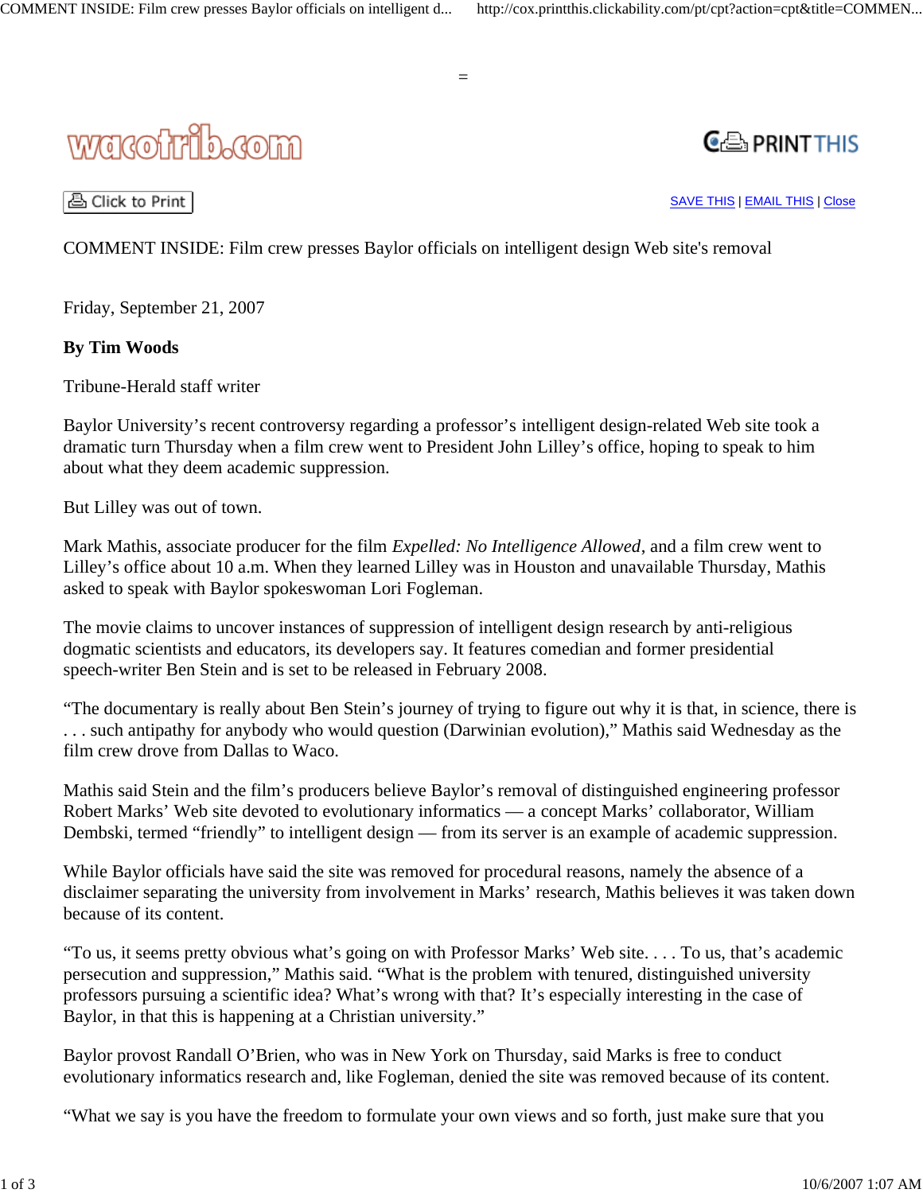# COMMENT INSIDE: Film crew presses Baylor officials on intelligent design Web site's removal

Friday, September 21, 2007

**By Tim Woods**

Tribune-Herald staff writer

Baylor University's recent controversy regarding a professor's intelligent design-related Web site took a dramatic turn Thursday when a film crew went to President John Lilley's office, hoping to speak to him about what they deem academic suppression.

But Lilley was out of town.

Mark Mathis, associate producer for the film *Expelled: No Intelligence Allowed*, and a film crew went to Lilley's office about 10 a.m. When they learned Lilley was in Houston and unavailable Thursday, Mathis asked to speak with Baylor spokeswoman Lori Fogleman.

The movie claims to uncover instances of suppression of intelligent design research by anti-religious dogmatic scientists and educators, its developers say. It features comedian and former presidential speech-writer Ben Stein and is set to be released in February 2008.

"The documentary is really about Ben Stein's journey of trying to figure out why it is that, in science, there is . . . such antipathy for anybody who would question (Darwinian evolution)," Mathis said Wednesday as the film crew drove from Dallas to Waco.

Mathis said Stein and the film's producers believe Baylor's removal of distinguished engineering professor Robert Marks' Web site devoted to evolutionary informatics — a concept Marks' collaborator, William Dembski, termed "friendly" to intelligent design — from its server is an example of academic suppression.

While Baylor officials have said the site was removed for procedural reasons, namely the absence of a disclaimer separating the university from involvement in Marks' research, Mathis believes it was taken down because of its content.

"To us, it seems pretty obvious what's going on with Professor Marks' Web site. . . . To us, that's academic persecution and suppression," Mathis said. "What is the problem with tenured, distinguished university professors pursuing a scientific idea? What's wrong with that? It's especially interesting in the case of Baylor, in that this is happening at a Christian university."

Baylor provost Randall O'Brien, who was in New York on Thursday, said Marks is free to conduct evolutionary informatics research and, like Fogleman, denied the site was removed because of its content.

"What we say is you have the freedom to formulate your own views and so forth, just make sure that you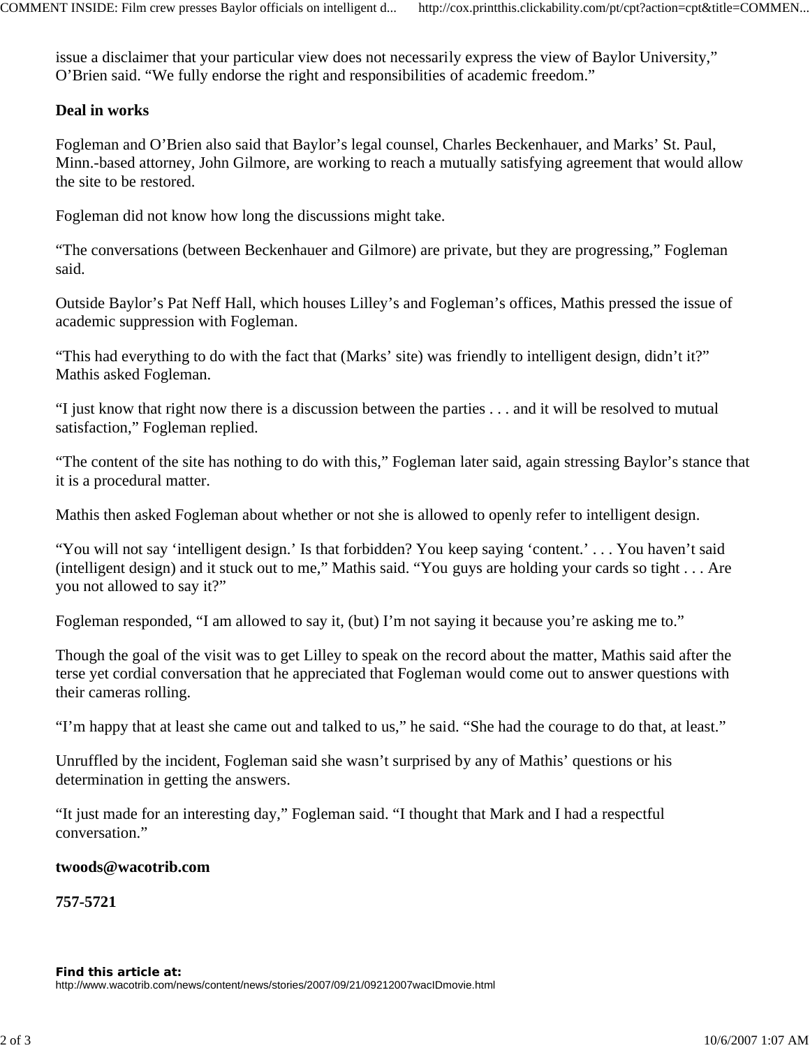issue a disclaimer that your particular view does not necessarily express the view of Baylor University," O'Brien said. "We fully endorse the right and responsibilities of academic freedom."

**Deal in works**

Fogleman and O'Brien also said that Baylor's legal counsel, Charles Beckenhauer, and Marks' St. Paul, Minn.-based attorney, John Gilmore, are working to reach a mutually satisfying agreement that would allow the site to be restored.

Fogleman did not know how long the discussions might take.

"The conversations (between Beckenhauer and Gilmore) are private, but they are progressing," Fogleman said.

Outside Baylor's Pat Neff Hall, which houses Lilley's and Fogleman's offices, Mathis pressed the issue of academic suppression with Fogleman.

"This had everything to do with the fact that (Marks' site) was friendly to intelligent design, didn't it?" Mathis asked Fogleman.

"I just know that right now there is a discussion between the parties . . . and it will be resolved to mutual satisfaction," Fogleman replied.

"The content of the site has nothing to do with this," Fogleman later said, again stressing Baylor's stance that it is a procedural matter.

Mathis then asked Fogleman about whether or not she is allowed to openly refer to intelligent design.

"You will not say 'intelligent design.' Is that forbidden? You keep saying 'content.' . . . You haven't said (intelligent design) and it stuck out to me," Mathis said. "You guys are holding your cards so tight . . . Are you not allowed to say it?"

Fogleman responded, "I am allowed to say it, (but) I'm not saying it because you're asking me to."

Though the goal of the visit was to get Lilley to speak on the record about the matter, Mathis said after the terse yet cordial conversation that he appreciated that Fogleman would come out to answer questions with their cameras rolling.

"I'm happy that at least she came out and talked to us," he said. "She had the courage to do that, at least."

Unruffled by the incident, Fogleman said she wasn't surprised by any of Mathis' questions or his determination in getting the answers.

"It just made for an interesting day," Fogleman said. "I thought that Mark and I had a respectful conversation."

**twoods@wacotrib.com**

**757-5721**

***Find this article at:***
http://www.wacotrib.com/news/content/news/stories/2007/09/21/09212007wacIDmovie.html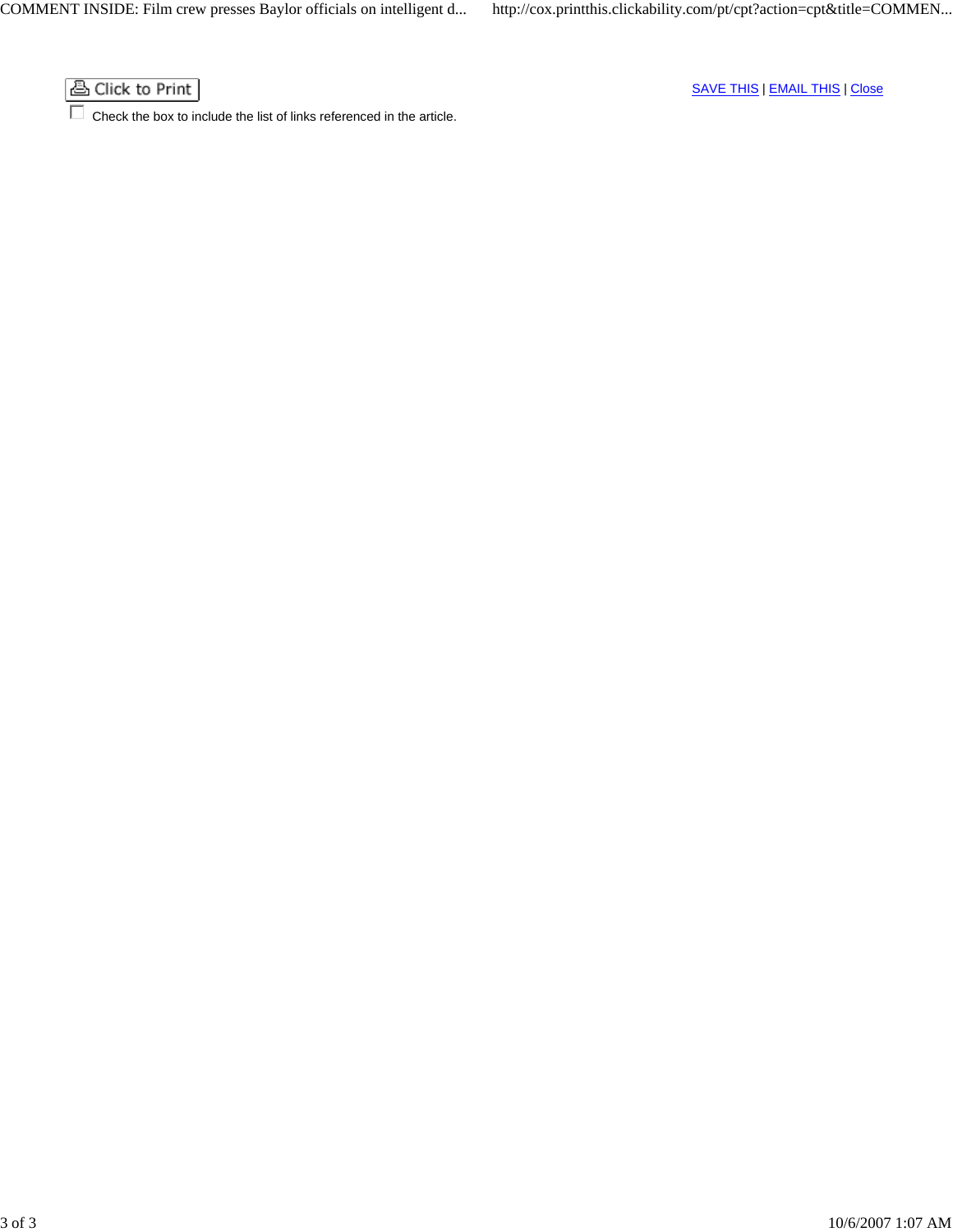Click to Print

SAVE THIS | EMAIL THIS | Close

Check the box to include the list of links referenced in the article.